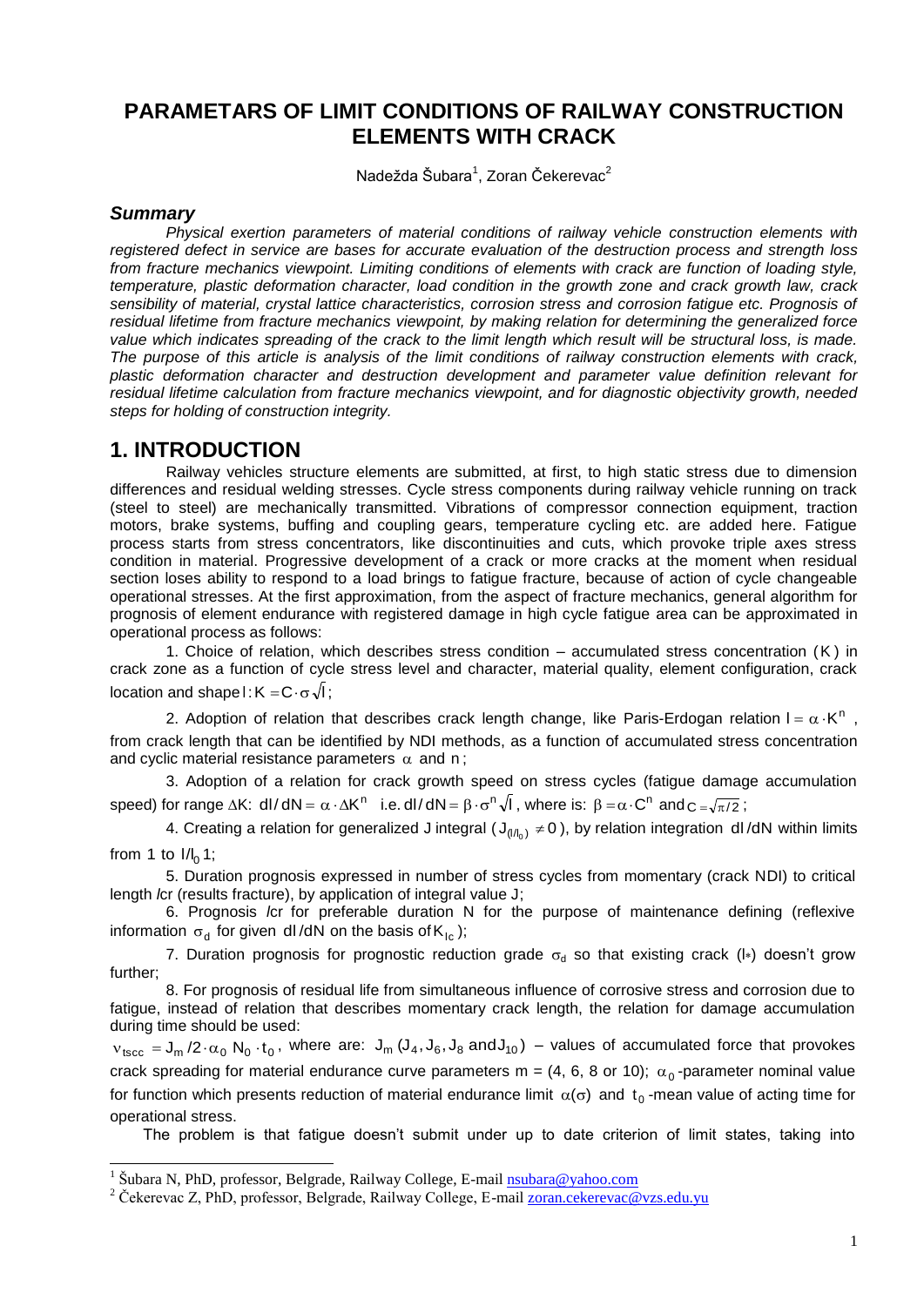# PARAMETARS OF LIMIT CONDITIONS OF RAILWAY CONSTRUCTION ELEMENTS WITH CRACK

Nadežda Šubara[1], Zoran Čekerevac[2]

### *Summary*

*Physical exertion parameters of material conditions of railway vehicle construction elements with registered defect in service are bases for accurate evaluation of the destruction process and strength loss from fracture mechanics viewpoint. Limiting conditions of elements with crack are function of loading style, temperature, plastic deformation character, load condition in the growth zone and crack growth law, crack sensibility of material, crystal lattice characteristics, corrosion stress and corrosion fatigue etc. Prognosis of residual lifetime from fracture mechanics viewpoint, by making relation for determining the generalized force value which indicates spreading of the crack to the limit length which result will be structural loss, is made. The purpose of this article is analysis of the limit conditions of railway construction elements with crack, plastic deformation character and destruction development and parameter value definition relevant for residual lifetime calculation from fracture mechanics viewpoint, and for diagnostic objectivity growth, needed steps for holding of construction integrity.*

## 1. INTRODUCTION

Railway vehicles structure elements are submitted, at first, to high static stress due to dimension differences and residual welding stresses. Cycle stress components during railway vehicle running on track (steel to steel) are mechanically transmitted. Vibrations of compressor connection equipment, traction motors, brake systems, buffing and coupling gears, temperature cycling etc. are added here. Fatigue process starts from stress concentrators, like discontinuities and cuts, which provoke triple axes stress condition in material. Progressive development of a crack or more cracks at the moment when residual section loses ability to respond to a load brings to fatigue fracture, because of action of cycle changeable operational stresses. At the first approximation, from the aspect of fracture mechanics, general algorithm for prognosis of element endurance with registered damage in high cycle fatigue area can be approximated in operational process as follows:

1. Choice of relation, which describes stress condition – accumulated stress concentration ($K$) in crack zone as a function of cycle stress level and character, material quality, element configuration, crack location and shape $l$: $K = C \cdot \sigma \sqrt{l}$;

2. Adoption of relation that describes crack length change, like Paris-Erdogan relation $l = \alpha \cdot K^n$, from crack length that can be identified by NDI methods, as a function of accumulated stress concentration and cyclic material resistance parameters $\alpha$ and $n$;

3. Adoption of a relation for crack growth speed on stress cycles (fatigue damage accumulation speed) for range $\Delta K$: $dl/dN = \alpha \cdot \Delta K^n$ i.e. $dl/dN = \beta \cdot \sigma^n \sqrt{l}$, where is: $\beta = \alpha \cdot C^n$ and $C = \sqrt{\pi/2}$;

4. Creating a relation for generalized J integral ($J_{(l/l_0)} \neq 0$), by relation integration $dl/dN$ within limits from 1 to $l/l_0$ 1;

5. Duration prognosis expressed in number of stress cycles from momentary (crack NDI) to critical length *l*cr (results fracture), by application of integral value J;

6. Prognosis *l*cr for preferable duration N for the purpose of maintenance defining (reflexive information $\sigma_d$ for given $dl/dN$ on the basis of $K_{Ic}$);

7. Duration prognosis for prognostic reduction grade $\sigma_d$ so that existing crack ($l_*$) doesn't grow further;

8. For prognosis of residual life from simultaneous influence of corrosive stress and corrosion due to fatigue, instead of relation that describes momentary crack length, the relation for damage accumulation during time should be used:

$v_{tscc} = J_m / 2 \cdot \alpha_0 N_0 \cdot t_0$, where are: $J_m$ ($J_4, J_6, J_8$ and $J_{10}$) – values of accumulated force that provokes crack spreading for material endurance curve parameters m = (4, 6, 8 or 10); $\alpha_0$-parameter nominal value for function which presents reduction of material endurance limit $\alpha(\sigma)$ and $t_0$-mean value of acting time for operational stress.

The problem is that fatigue doesn't submit under up to date criterion of limit states, taking into

[1] Šubara N, PhD, professor, Belgrade, Railway College, E-mail nsubara@yahoo.com

[2] Čekerevac Z, PhD, professor, Belgrade, Railway College, E-mail zoran.cekerevac@vzs.edu.yu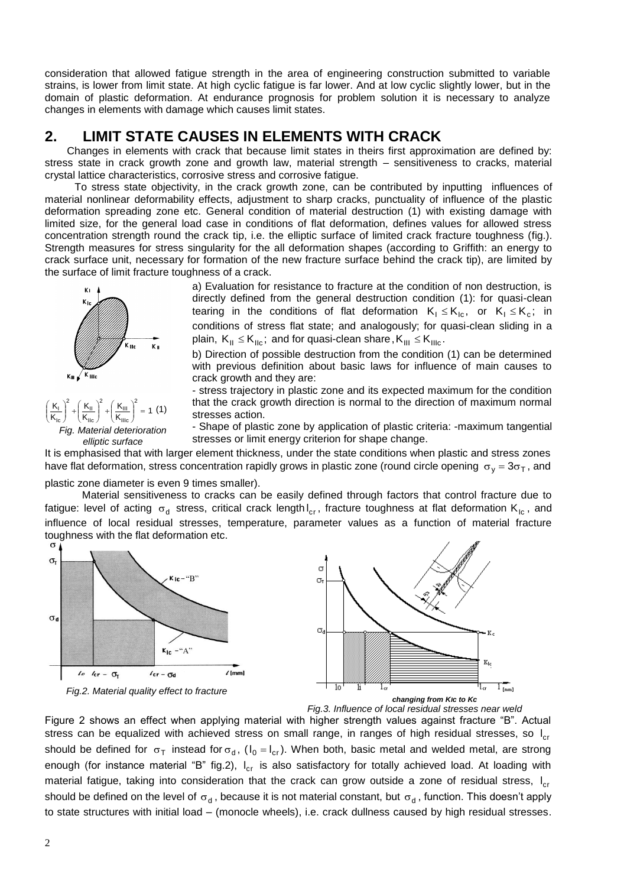consideration that allowed fatigue strength in the area of engineering construction submitted to variable strains, is lower from limit state. At high cyclic fatigue is far lower. And at low cyclic slightly lower, but in the domain of plastic deformation. At endurance prognosis for problem solution it is necessary to analyze changes in elements with damage which causes limit states.

## 2. LIMIT STATE CAUSES IN ELEMENTS WITH CRACK

Changes in elements with crack that because limit states in theirs first approximation are defined by: stress state in crack growth zone and growth law, material strength – sensitiveness to cracks, material crystal lattice characteristics, corrosive stress and corrosive fatigue.

To stress state objectivity, in the crack growth zone, can be contributed by inputting influences of material nonlinear deformability effects, adjustment to sharp cracks, punctuality of influence of the plastic deformation spreading zone etc. General condition of material destruction (1) with existing damage with limited size, for the general load case in conditions of flat deformation, defines values for allowed stress concentration strength round the crack tip, i.e. the elliptic surface of limited crack fracture toughness (fig.). Strength measures for stress singularity for the all deformation shapes (according to Griffith: an energy to crack surface unit, necessary for formation of the new fracture surface behind the crack tip), are limited by the surface of limit fracture toughness of a crack.

$$\left(\frac{K_I}{K_{Ic}}\right)^2 + \left(\frac{K_{II}}{K_{IIc}}\right)^2 + \left(\frac{K_{III}}{K_{IIIc}}\right)^2 = 1 \quad (1)$$

*Fig. Material deterioration elliptic surface*

a) Evaluation for resistance to fracture at the condition of non destruction, is directly defined from the general destruction condition (1): for quasi-clean tearing in the conditions of flat deformation $K_I \leq K_{Ic}$, or $K_I \leq K_c$; in conditions of stress flat state; and analogously; for quasi-clean sliding in a plain, $K_{II} \leq K_{IIc}$; and for quasi-clean share, $K_{III} \leq K_{IIIc}$.

b) Direction of possible destruction from the condition (1) can be determined with previous definition about basic laws for influence of main causes to crack growth and they are:

- stress trajectory in plastic zone and its expected maximum for the condition that the crack growth direction is normal to the direction of maximum normal stresses action.
- Shape of plastic zone by application of plastic criteria: -maximum tangential stresses or limit energy criterion for shape change.

It is emphasised that with larger element thickness, under the state conditions when plastic and stress zones have flat deformation, stress concentration rapidly grows in plastic zone (round circle opening $\sigma_y = 3\sigma_T$, and plastic zone diameter is even 9 times smaller).

Material sensitiveness to cracks can be easily defined through factors that control fracture due to fatigue: level of acting $\sigma_d$ stress, critical crack length $l_{cr}$, fracture toughness at flat deformation $K_{Ic}$, and influence of local residual stresses, temperature, parameter values as a function of material fracture toughness with the flat deformation etc.

*Fig.2. Material quality effect to fracture*

***changing from KIc to Kc***

*Fig.3. Influence of local residual stresses near weld*

Figure 2 shows an effect when applying material with higher strength values against fracture "B". Actual stress can be equalized with achieved stress on small range, in ranges of high residual stresses, so $l_{cr}$ should be defined for $\sigma_T$ instead for $\sigma_d$, ($l_0 = l_{cr}$). When both, basic metal and welded metal, are strong enough (for instance material "B" fig.2), $l_{cr}$ is also satisfactory for totally achieved load. At loading with material fatigue, taking into consideration that the crack can grow outside a zone of residual stress, $l_{cr}$ should be defined on the level of $\sigma_d$, because it is not material constant, but $\sigma_d$, function. This doesn't apply to state structures with initial load – (monocle wheels), i.e. crack dullness caused by high residual stresses.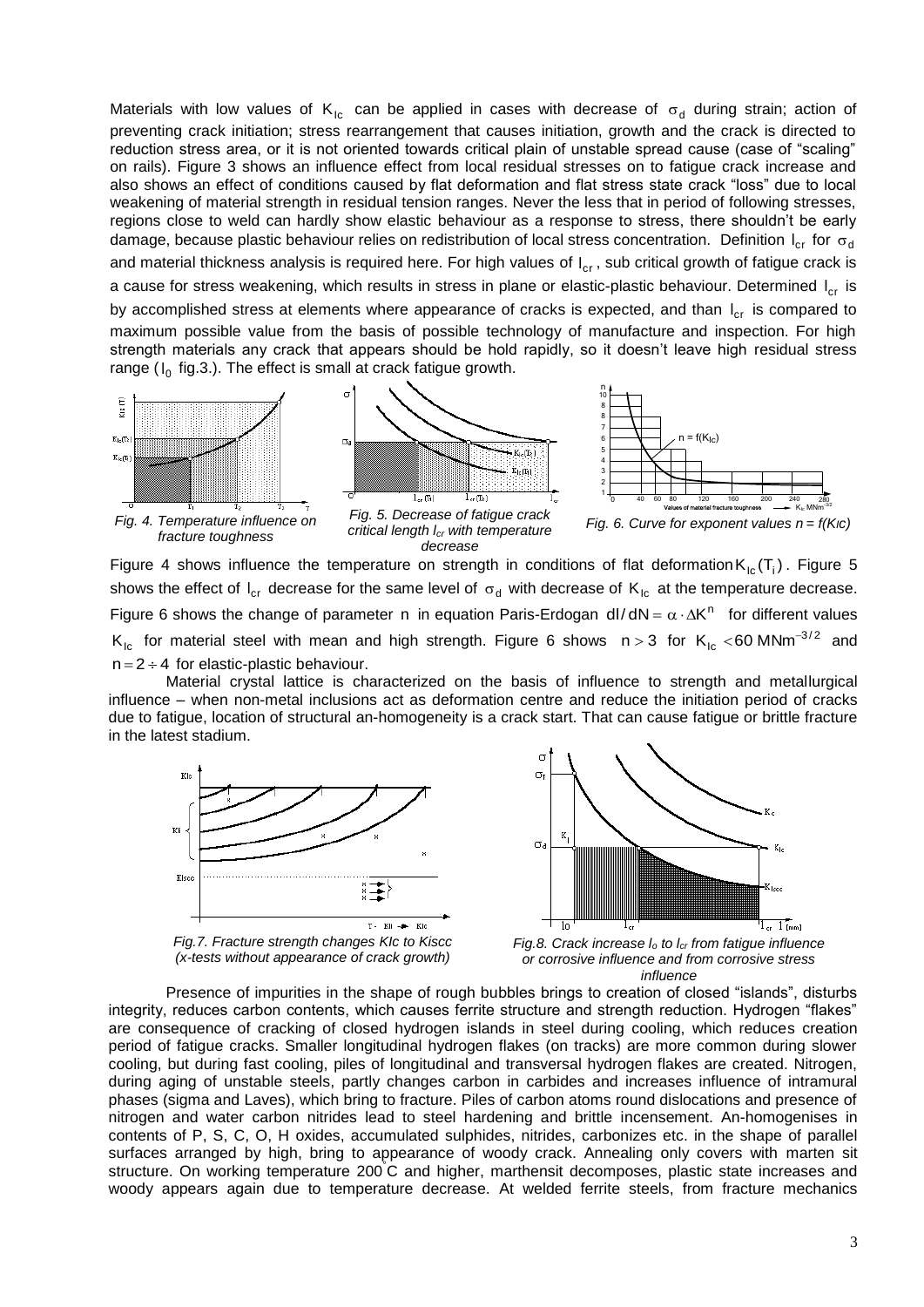Materials with low values of $K_{Ic}$ can be applied in cases with decrease of $\sigma_d$ during strain; action of preventing crack initiation; stress rearrangement that causes initiation, growth and the crack is directed to reduction stress area, or it is not oriented towards critical plain of unstable spread cause (case of "scaling" on rails). Figure 3 shows an influence effect from local residual stresses on to fatigue crack increase and also shows an effect of conditions caused by flat deformation and flat stress state crack "loss" due to local weakening of material strength in residual tension ranges. Never the less that in period of following stresses, regions close to weld can hardly show elastic behaviour as a response to stress, there shouldn't be early damage, because plastic behaviour relies on redistribution of local stress concentration. Definition $l_{cr}$ for $\sigma_d$ and material thickness analysis is required here. For high values of $l_{cr}$, sub critical growth of fatigue crack is a cause for stress weakening, which results in stress in plane or elastic-plastic behaviour. Determined $l_{cr}$ is by accomplished stress at elements where appearance of cracks is expected, and than $l_{cr}$ is compared to maximum possible value from the basis of possible technology of manufacture and inspection. For high strength materials any crack that appears should be hold rapidly, so it doesn't leave high residual stress range ($l_0$ fig.3.). The effect is small at crack fatigue growth.

*Fig. 4. Temperature influence on fracture toughness*

*Fig. 5. Decrease of fatigue crack critical length $l_{cr}$ with temperature decrease*

*Fig. 6. Curve for exponent values n = f(KIc)*

Figure 4 shows influence the temperature on strength in conditions of flat deformation $K_{Ic}(T_i)$. Figure 5 shows the effect of $l_{cr}$ decrease for the same level of $\sigma_d$ with decrease of $K_{Ic}$ at the temperature decrease. Figure 6 shows the change of parameter n in equation Paris-Erdogan $dl/dN = \alpha \cdot \Delta K^n$ for different values $K_{Ic}$ for material steel with mean and high strength. Figure 6 shows $n > 3$ for $K_{Ic} < 60\ MNm^{-3/2}$ and $n = 2 \div 4$ for elastic-plastic behaviour.

Material crystal lattice is characterized on the basis of influence to strength and metallurgical influence – when non-metal inclusions act as deformation centre and reduce the initiation period of cracks due to fatigue, location of structural an-homogeneity is a crack start. That can cause fatigue or brittle fracture in the latest stadium.

*Fig.7. Fracture strength changes KIc to Kiscc (x-tests without appearance of crack growth)*

*Fig.8. Crack increase $l_o$ to $l_{cr}$ from fatigue influence or corrosive influence and from corrosive stress influence*

Presence of impurities in the shape of rough bubbles brings to creation of closed "islands", disturbs integrity, reduces carbon contents, which causes ferrite structure and strength reduction. Hydrogen "flakes" are consequence of cracking of closed hydrogen islands in steel during cooling, which reduces creation period of fatigue cracks. Smaller longitudinal hydrogen flakes (on tracks) are more common during slower cooling, but during fast cooling, piles of longitudinal and transversal hydrogen flakes are created. Nitrogen, during aging of unstable steels, partly changes carbon in carbides and increases influence of intramural phases (sigma and Laves), which bring to fracture. Piles of carbon atoms round dislocations and presence of nitrogen and water carbon nitrides lead to steel hardening and brittle incensement. An-homogenises in contents of P, S, C, O, H oxides, accumulated sulphides, nitrides, carbonizes etc. in the shape of parallel surfaces arranged by high, bring to appearance of woody crack. Annealing only covers with marten sit structure. On working temperature 200°C and higher, marthensit decomposes, plastic state increases and woody appears again due to temperature decrease. At welded ferrite steels, from fracture mechanics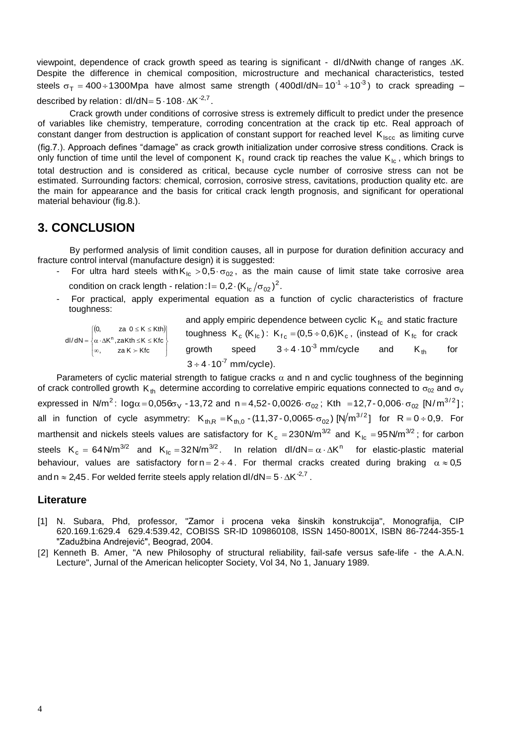viewpoint, dependence of crack growth speed as tearing is significant - dl/dNwith change of ranges $\Delta K$. Despite the difference in chemical composition, microstructure and mechanical characteristics, tested steels $\sigma_T = 400 \div 1300$Mpa have almost same strength ($400 dl/dN = 10^{-1} \div 10^{-3}$) to crack spreading – described by relation: $dl/dN = 5 \cdot 108 \cdot \Delta K^{-2,7}$.

Crack growth under conditions of corrosive stress is extremely difficult to predict under the presence of variables like chemistry, temperature, corroding concentration at the crack tip etc. Real approach of constant danger from destruction is application of constant support for reached level $K_{Iscc}$ as limiting curve (fig.7.). Approach defines "damage" as crack growth initialization under corrosive stress conditions. Crack is only function of time until the level of component $K_I$ round crack tip reaches the value $K_{Ic}$, which brings to total destruction and is considered as critical, because cycle number of corrosive stress can not be estimated. Surrounding factors: chemical, corrosion, corrosive stress, cavitations, production quality etc. are the main for appearance and the basis for critical crack length prognosis, and significant for operational material behaviour (fig.8.).

## 3. CONCLUSION

By performed analysis of limit condition causes, all in purpose for duration definition accuracy and fracture control interval (manufacture design) it is suggested:

- For ultra hard steels with $K_{Ic} > 0,5 \cdot \sigma_{02}$, as the main cause of limit state take corrosive area condition on crack length - relation: $l = 0,2 \cdot (K_{Ic}/\sigma_{02})^2$.
- For practical, apply experimental equation as a function of cyclic characteristics of fracture toughness:

$$dl/dN = \begin{Bmatrix} 0, & za\ 0 \le K \le Kth \\ \alpha \cdot \Delta K^n, & za Kth \le K \le Kfc \\ \infty, & za\ K \succ Kfc \end{Bmatrix}$$

and apply empiric dependence between cyclic $K_{fc}$ and static fracture toughness $K_c$ ($K_{Ic}$): $K_{fc} = (0,5 \div 0,6) K_c$, (instead of $K_{fc}$ for crack growth speed $3 \div 4 \cdot 10^{-3}$ mm/cycle and $K_{th}$ for $3 \div 4 \cdot 10^{-7}$ mm/cycle).

Parameters of cyclic material strength to fatigue cracks $\alpha$ and n and cyclic toughness of the beginning of crack controlled growth $K_{th}$ determine according to correlative empiric equations connected to $\sigma_{02}$ and $\sigma_V$ expressed in $N/m^2$: $\log\alpha = 0,056\sigma_V - 13,72$ and $n = 4,52 - 0,0026 \cdot \sigma_{02}$; $Kth = 12,7 - 0,006 \cdot \sigma_{02}$ [$N/m^{3/2}$]; all in function of cycle asymmetry: $K_{th,R} = K_{th,0} - (11,37 - 0,0065 \cdot \sigma_{02})$ [$N/m^{3/2}$] for $R = 0 \div 0,9$. For marthensit and nickels steels values are satisfactory for $K_c = 230 N/m^{3/2}$ and $K_{Ic} = 95 N/m^{3/2}$; for carbon steels $K_c = 64 N/m^{3/2}$ and $K_{Ic} = 32 N/m^{3/2}$. In relation $dl/dN = \alpha \cdot \Delta K^n$ for elastic-plastic material behaviour, values are satisfactory for $n = 2 \div 4$. For thermal cracks created during braking $\alpha \approx 0,5$ and $n \approx 2,45$. For welded ferrite steels apply relation $dl/dN = 5 \cdot \Delta K^{-2,7}$.

### Literature

[1] N. Subara, Phd, professor, "Zamor i procena veka šinskih konstrukcija", Monografija, CIP 620.169.1:629.4 629.4:539.42, COBISS SR-ID 109860108, ISSN 1450-8001X, ISBN 86-7244-355-1 "Zadužbina Andrejević", Beograd, 2004.

[2] Kenneth B. Amer, "A new Philosophy of structural reliability, fail-safe versus safe-life - the A.A.N. Lecture", Jurnal of the American helicopter Society, Vol 34, No 1, January 1989.